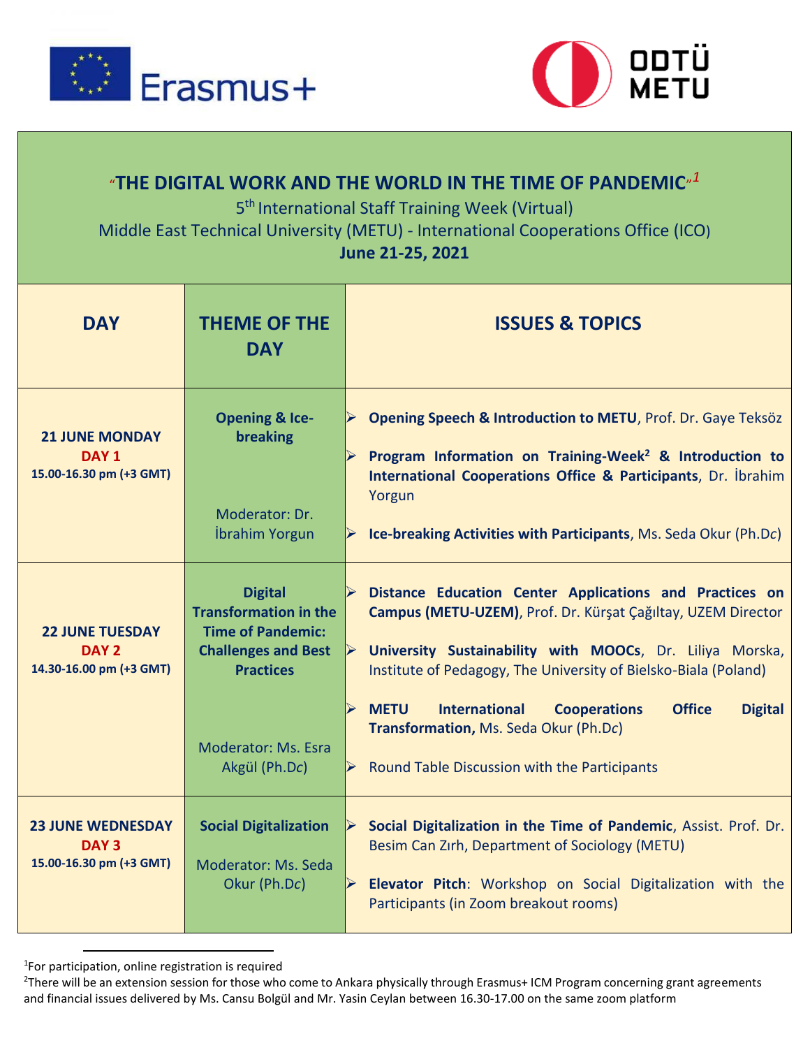# "THE DIGITAL WORK AND THE WORLD IN THE TIME OF PANDEMIC"[1]

5th International Staff Training Week (Virtual)

Middle East Technical University (METU) - International Cooperations Office (ICO)

**June 21-25, 2021**

| DAY | THEME OF THE DAY | ISSUES & TOPICS |
| --- | --- | --- |
| **21 JUNE MONDAY**<br>**DAY 1**<br>**15.00-16.30 pm (+3 GMT)** | **Opening & Ice-breaking**<br><br>Moderator: Dr. İbrahim Yorgun | - **Opening Speech & Introduction to METU**, Prof. Dr. Gaye Teksöz<br>- **Program Information on Training-Week**[2] **& Introduction to International Cooperations Office & Participants**, Dr. İbrahim Yorgun<br>- **Ice-breaking Activities with Participants**, Ms. Seda Okur (Ph.D*c*) |
| **22 JUNE TUESDAY**<br>**DAY 2**<br>**14.30-16.00 pm (+3 GMT)** | **Digital Transformation in the Time of Pandemic: Challenges and Best Practices**<br><br>Moderator: Ms. Esra Akgül (Ph.D*c*) | - **Distance Education Center Applications and Practices on Campus (METU-UZEM)**, Prof. Dr. Kürşat Çağıltay, UZEM Director<br>- **University Sustainability with MOOCs**, Dr. Liliya Morska, Institute of Pedagogy, The University of Bielsko-Biala (Poland)<br>- **METU International Cooperations Office Digital Transformation,** Ms. Seda Okur (Ph.D*c*)<br>- Round Table Discussion with the Participants |
| **23 JUNE WEDNESDAY**<br>**DAY 3**<br>**15.00-16.30 pm (+3 GMT)** | **Social Digitalization**<br><br>Moderator: Ms. Seda Okur (Ph.D*c*) | - **Social Digitalization in the Time of Pandemic**, Assist. Prof. Dr. Besim Can Zırh, Department of Sociology (METU)<br>- **Elevator Pitch**: Workshop on Social Digitalization with the Participants (in Zoom breakout rooms) |

[1]For participation, online registration is required

[2]There will be an extension session for those who come to Ankara physically through Erasmus+ ICM Program concerning grant agreements and financial issues delivered by Ms. Cansu Bolgül and Mr. Yasin Ceylan between 16.30-17.00 on the same zoom platform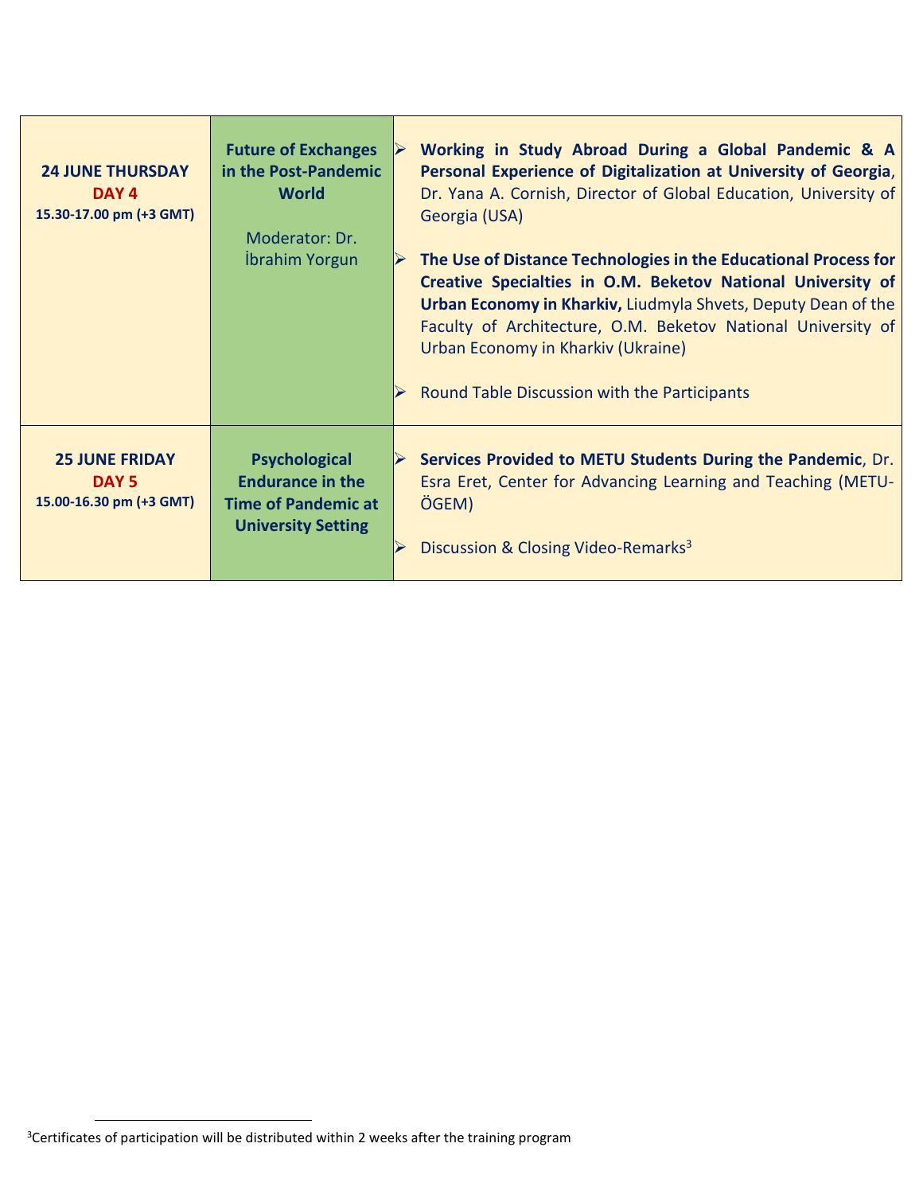| | | |
|---|---|---|
| **24 JUNE THURSDAY** **DAY 4** **15.30-17.00 pm (+3 GMT)** | **Future of Exchanges in the Post-Pandemic World** Moderator: Dr. İbrahim Yorgun | ➢ **Working in Study Abroad During a Global Pandemic & A Personal Experience of Digitalization at University of Georgia**, Dr. Yana A. Cornish, Director of Global Education, University of Georgia (USA) ➢ **The Use of Distance Technologies in the Educational Process for Creative Specialties in O.M. Beketov National University of Urban Economy in Kharkiv,** Liudmyla Shvets, Deputy Dean of the Faculty of Architecture, O.M. Beketov National University of Urban Economy in Kharkiv (Ukraine) ➢ Round Table Discussion with the Participants |
| **25 JUNE FRIDAY** **DAY 5** **15.00-16.30 pm (+3 GMT)** | **Psychological Endurance in the Time of Pandemic at University Setting** | ➢ **Services Provided to METU Students During the Pandemic**, Dr. Esra Eret, Center for Advancing Learning and Teaching (METU-ÖGEM) ➢ Discussion & Closing Video-Remarks[3] |

[3]Certificates of participation will be distributed within 2 weeks after the training program